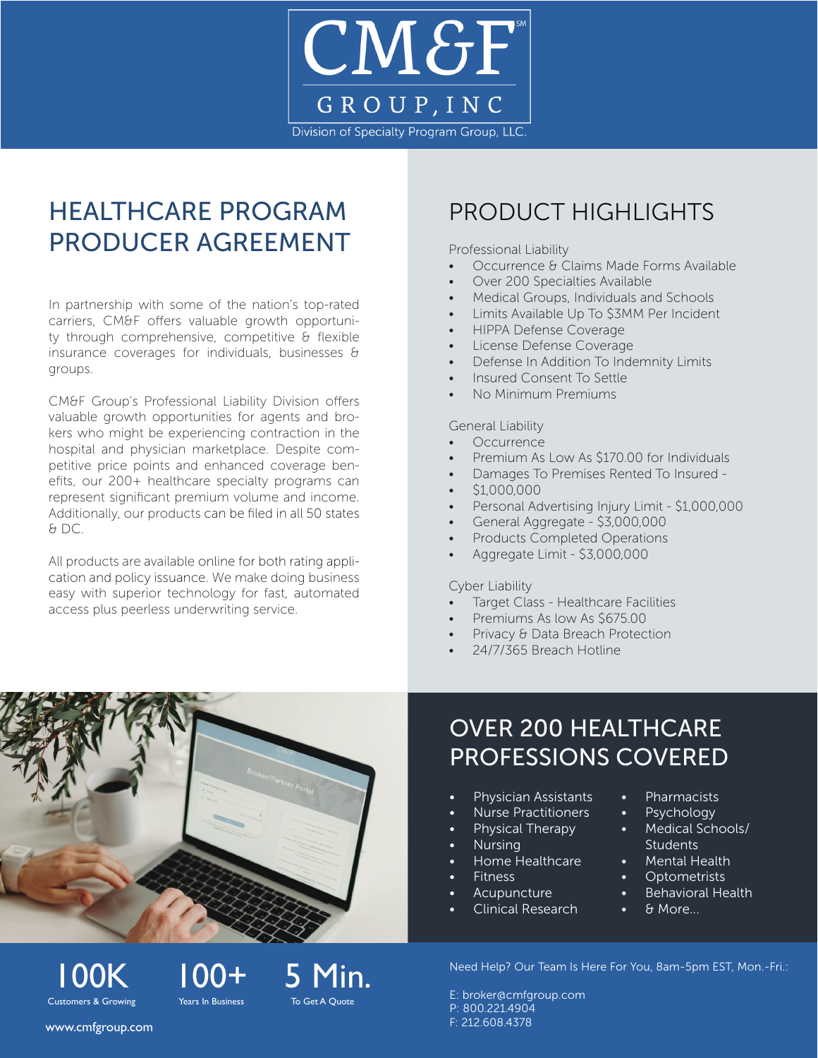# CM&F GROUP, INC

Division of Specialty Program Group, LLC.

## HEALTHCARE PROGRAM PRODUCER AGREEMENT

In partnership with some of the nation's top-rated carriers, CM&F offers valuable growth opportunity through comprehensive, competitive & flexible insurance coverages for individuals, businesses & groups.

CM&F Group's Professional Liability Division offers valuable growth opportunities for agents and brokers who might be experiencing contraction in the hospital and physician marketplace. Despite competitive price points and enhanced coverage benefits, our 200+ healthcare specialty programs can represent significant premium volume and income. Additionally, our products can be filed in all 50 states & DC.

All products are available online for both rating application and policy issuance. We make doing business easy with superior technology for fast, automated access plus peerless underwriting service.

## PRODUCT HIGHLIGHTS

Professional Liability

- Occurrence & Claims Made Forms Available
- Over 200 Specialties Available
- Medical Groups, Individuals and Schools
- Limits Available Up To $3MM Per Incident
- HIPPA Defense Coverage
- License Defense Coverage
- Defense In Addition To Indemnity Limits
- Insured Consent To Settle
- No Minimum Premiums

General Liability

- Occurrence
- Premium As Low As $170.00 for Individuals
- Damages To Premises Rented To Insured -
- $1,000,000
- Personal Advertising Injury Limit - $1,000,000
- General Aggregate - $3,000,000
- Products Completed Operations
- Aggregate Limit - $3,000,000

Cyber Liability

- Target Class - Healthcare Facilities
- Premiums As low As $675.00
- Privacy & Data Breach Protection
- 24/7/365 Breach Hotline

## OVER 200 HEALTHCARE PROFESSIONS COVERED

- Physician Assistants
- Nurse Practitioners
- Physical Therapy
- Nursing
- Home Healthcare
- Fitness
- Acupuncture
- Clinical Research
- Pharmacists
- Psychology
- Medical Schools/ Students
- Mental Health
- Optometrists
- Behavioral Health
- & More...

**100K** Customers & Growing

**100+** Years In Business

**5 Min.** To Get A Quote

www.cmfgroup.com

Need Help? Our Team Is Here For You, 8am-5pm EST, Mon.-Fri.:

E: broker@cmfgroup.com
P: 800.221.4904
F: 212.608.4378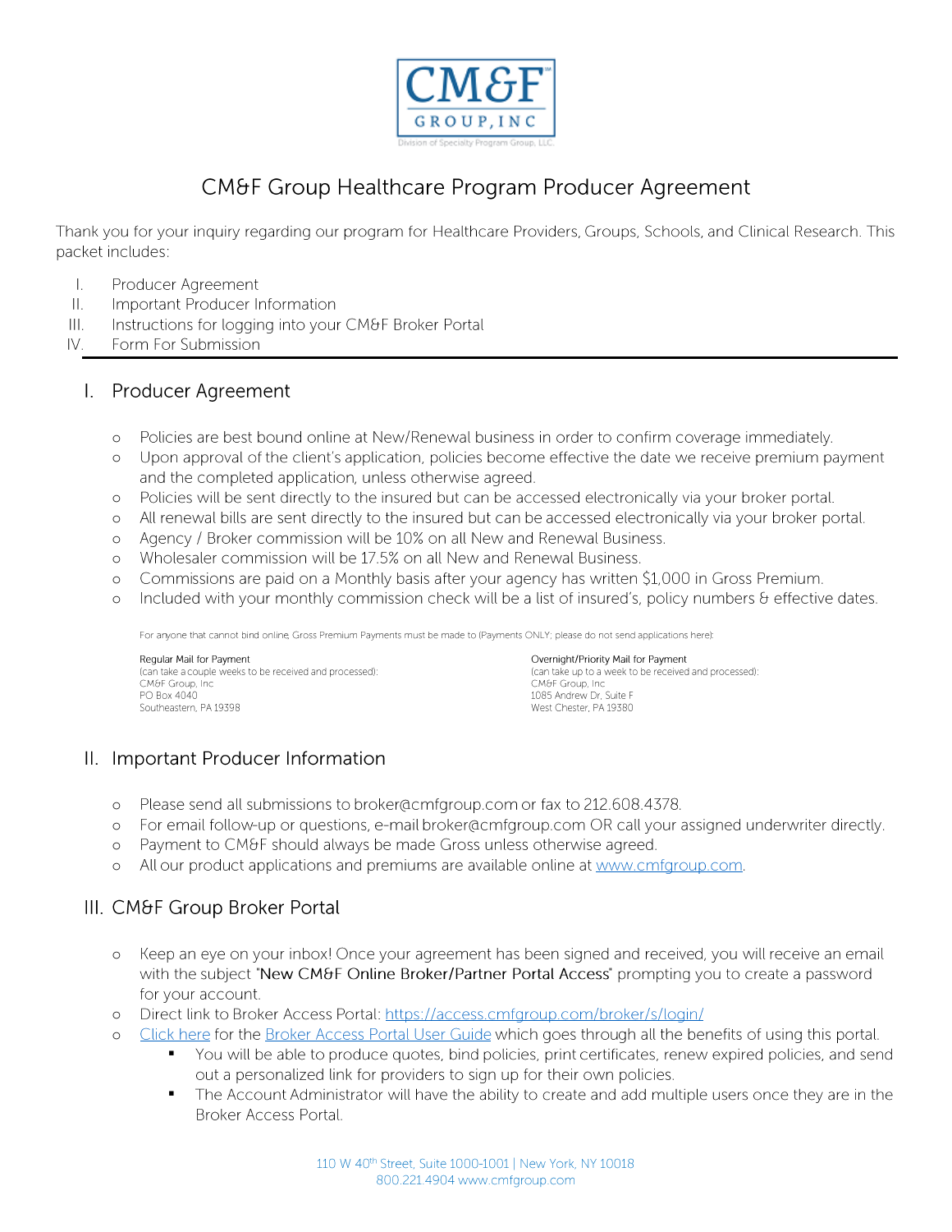# CM&F Group Healthcare Program Producer Agreement

Thank you for your inquiry regarding our program for Healthcare Providers, Groups, Schools, and Clinical Research. This packet includes:

I. Producer Agreement
II. Important Producer Information
III. Instructions for logging into your CM&F Broker Portal
IV. Form For Submission

## I. Producer Agreement

- Policies are best bound online at New/Renewal business in order to confirm coverage immediately.
- Upon approval of the client's application, policies become effective the date we receive premium payment and the completed application, unless otherwise agreed.
- Policies will be sent directly to the insured but can be accessed electronically via your broker portal.
- All renewal bills are sent directly to the insured but can be accessed electronically via your broker portal.
- Agency / Broker commission will be 10% on all New and Renewal Business.
- Wholesaler commission will be 17.5% on all New and Renewal Business.
- Commissions are paid on a Monthly basis after your agency has written $1,000 in Gross Premium.
- Included with your monthly commission check will be a list of insured's, policy numbers & effective dates.

For anyone that cannot bind online, Gross Premium Payments must be made to (Payments ONLY; please do not send applications here):

Regular Mail for Payment
(can take a couple weeks to be received and processed):
CM&F Group, Inc
PO Box 4040
Southeastern, PA 19398

Overnight/Priority Mail for Payment
(can take up to a week to be received and processed):
CM&F Group, Inc
1085 Andrew Dr, Suite F
West Chester, PA 19380

## II. Important Producer Information

- Please send all submissions to broker@cmfgroup.com or fax to 212.608.4378.
- For email follow-up or questions, e-mail broker@cmfgroup.com OR call your assigned underwriter directly.
- Payment to CM&F should always be made Gross unless otherwise agreed.
- All our product applications and premiums are available online at [www.cmfgroup.com](www.cmfgroup.com).

## III. CM&F Group Broker Portal

- Keep an eye on your inbox! Once your agreement has been signed and received, you will receive an email with the subject "New CM&F Online Broker/Partner Portal Access" prompting you to create a password for your account.
- Direct link to Broker Access Portal: https://access.cmfgroup.com/broker/s/login/
- Click here for the Broker Access Portal User Guide which goes through all the benefits of using this portal.
  - You will be able to produce quotes, bind policies, print certificates, renew expired policies, and send out a personalized link for providers to sign up for their own policies.
  - The Account Administrator will have the ability to create and add multiple users once they are in the Broker Access Portal.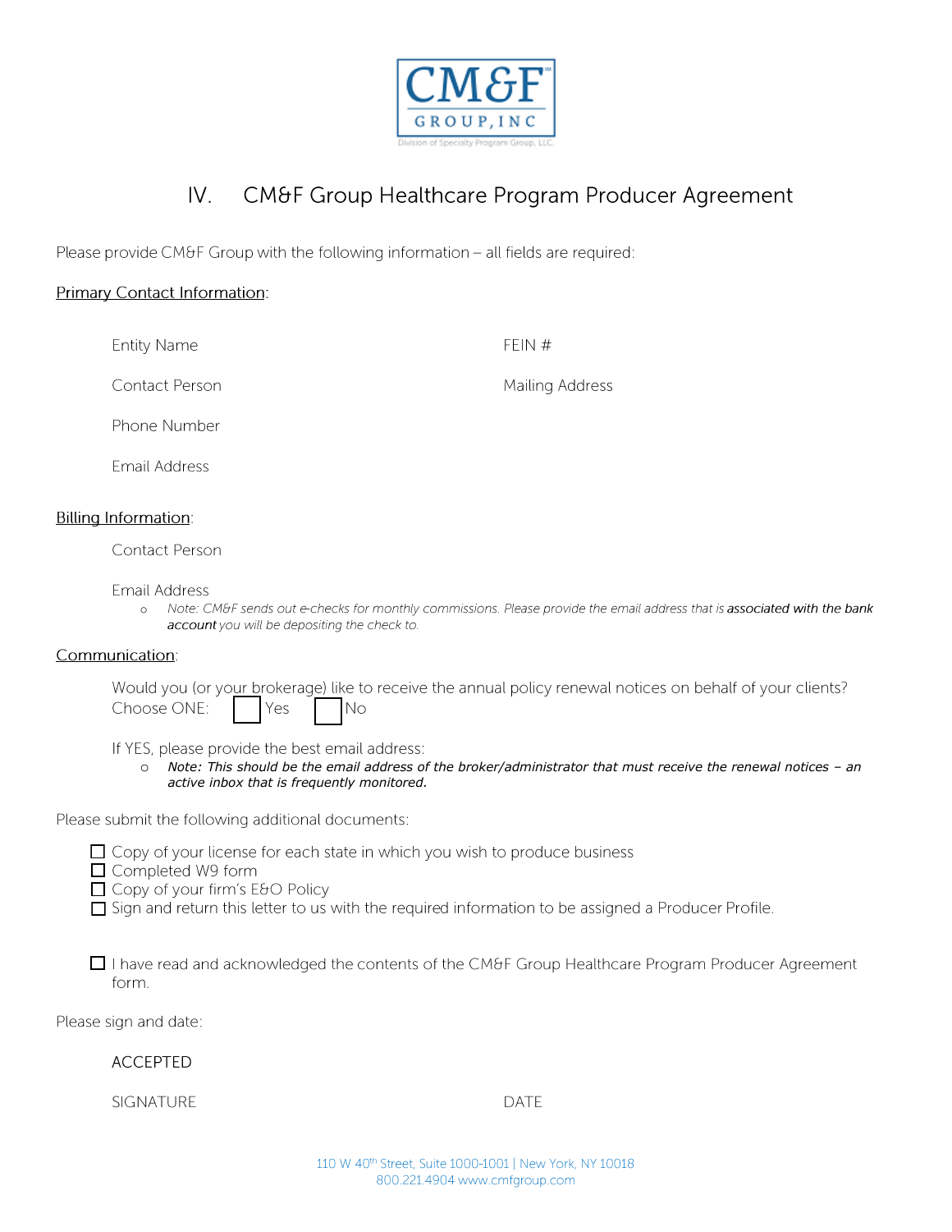# IV. CM&F Group Healthcare Program Producer Agreement

Please provide CM&F Group with the following information – all fields are required:

**Primary Contact Information:**

Entity Name

FEIN #

Contact Person

Mailing Address

Phone Number

Email Address

**Billing Information:**

Contact Person

Email Address

- *Note: CM&F sends out e-checks for monthly commissions. Please provide the email address that is* ***associated with the bank account*** *you will be depositing the check to.*

**Communication:**

Would you (or your brokerage) like to receive the annual policy renewal notices on behalf of your clients?
Choose ONE: ☐ Yes ☐ No

If YES, please provide the best email address:

- ***Note: This should be the email address of the broker/administrator that must receive the renewal notices – an active inbox that is frequently monitored.***

Please submit the following additional documents:

- ☐ Copy of your license for each state in which you wish to produce business
- ☐ Completed W9 form
- ☐ Copy of your firm's E&O Policy
- ☐ Sign and return this letter to us with the required information to be assigned a Producer Profile.

☐ I have read and acknowledged the contents of the CM&F Group Healthcare Program Producer Agreement form.

Please sign and date:

ACCEPTED

SIGNATURE

DATE